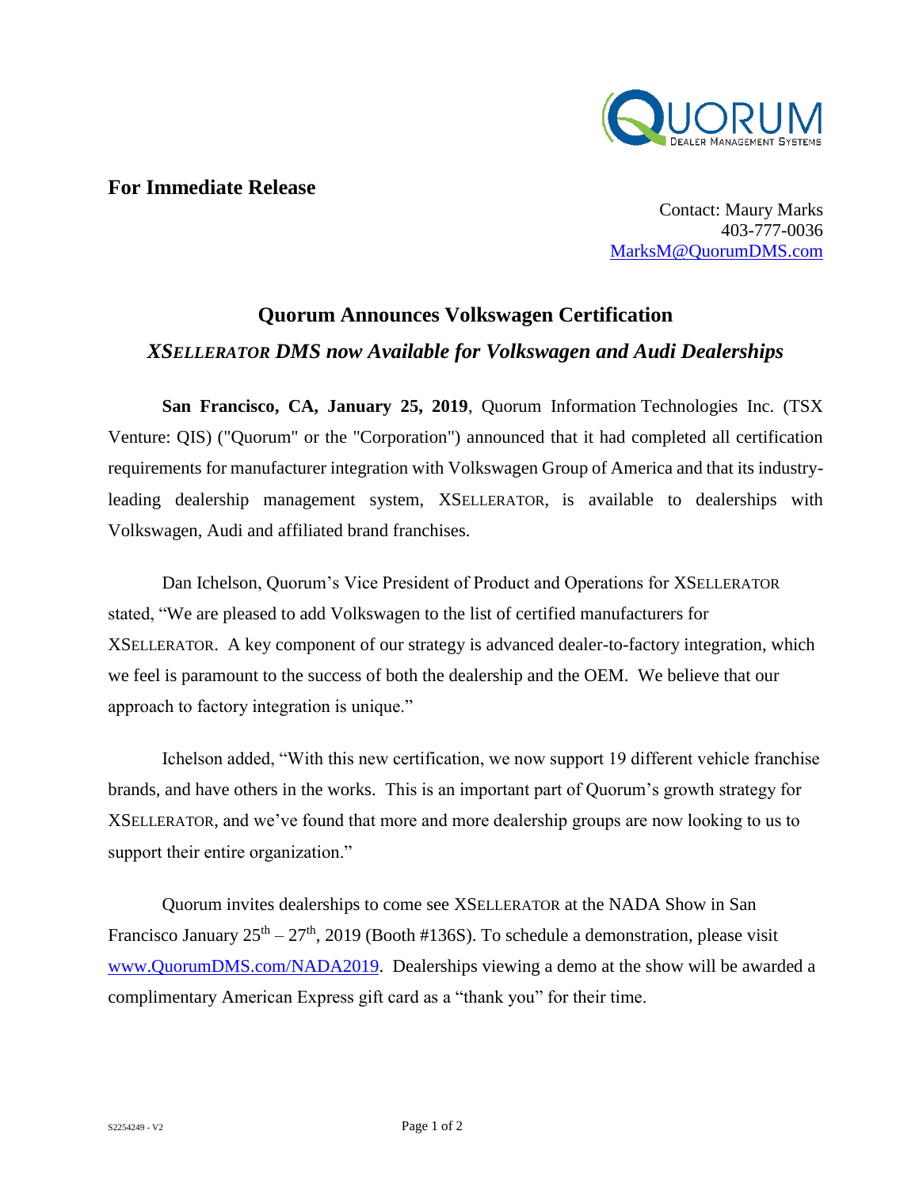**For Immediate Release**

Contact: Maury Marks
403-777-0036
MarksM@QuorumDMS.com

# Quorum Announces Volkswagen Certification

## *XSELLERATOR DMS now Available for Volkswagen and Audi Dealerships*

**San Francisco, CA, January 25, 2019**, Quorum Information Technologies Inc. (TSX Venture: QIS) ("Quorum" or the "Corporation") announced that it had completed all certification requirements for manufacturer integration with Volkswagen Group of America and that its industry-leading dealership management system, XSELLERATOR, is available to dealerships with Volkswagen, Audi and affiliated brand franchises.

Dan Ichelson, Quorum's Vice President of Product and Operations for XSELLERATOR stated, "We are pleased to add Volkswagen to the list of certified manufacturers for XSELLERATOR. A key component of our strategy is advanced dealer-to-factory integration, which we feel is paramount to the success of both the dealership and the OEM. We believe that our approach to factory integration is unique."

Ichelson added, "With this new certification, we now support 19 different vehicle franchise brands, and have others in the works. This is an important part of Quorum's growth strategy for XSELLERATOR, and we've found that more and more dealership groups are now looking to us to support their entire organization."

Quorum invites dealerships to come see XSELLERATOR at the NADA Show in San Francisco January 25th – 27th, 2019 (Booth #136S). To schedule a demonstration, please visit www.QuorumDMS.com/NADA2019. Dealerships viewing a demo at the show will be awarded a complimentary American Express gift card as a "thank you" for their time.

S2254249 - V2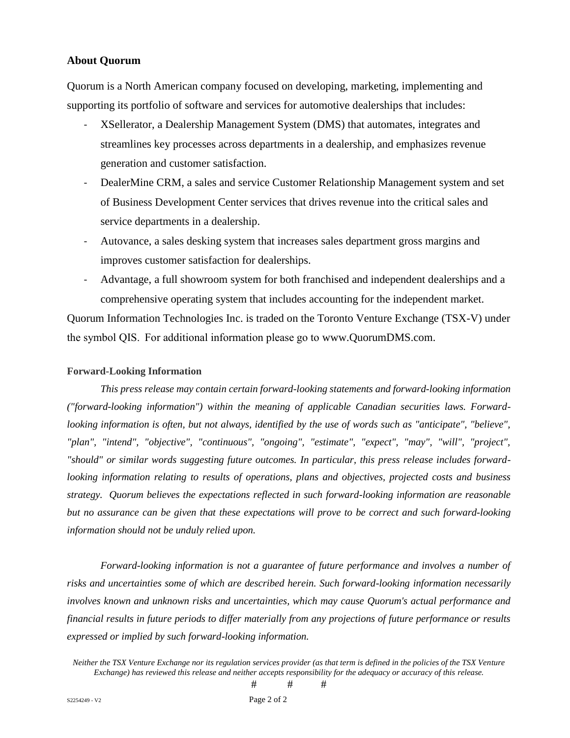## About Quorum

Quorum is a North American company focused on developing, marketing, implementing and supporting its portfolio of software and services for automotive dealerships that includes:

- XSellerator, a Dealership Management System (DMS) that automates, integrates and streamlines key processes across departments in a dealership, and emphasizes revenue generation and customer satisfaction.
- DealerMine CRM, a sales and service Customer Relationship Management system and set of Business Development Center services that drives revenue into the critical sales and service departments in a dealership.
- Autovance, a sales desking system that increases sales department gross margins and improves customer satisfaction for dealerships.
- Advantage, a full showroom system for both franchised and independent dealerships and a comprehensive operating system that includes accounting for the independent market.

Quorum Information Technologies Inc. is traded on the Toronto Venture Exchange (TSX-V) under the symbol QIS. For additional information please go to www.QuorumDMS.com.

### Forward-Looking Information

*This press release may contain certain forward-looking statements and forward-looking information ("forward-looking information") within the meaning of applicable Canadian securities laws. Forward-looking information is often, but not always, identified by the use of words such as "anticipate", "believe", "plan", "intend", "objective", "continuous", "ongoing", "estimate", "expect", "may", "will", "project", "should" or similar words suggesting future outcomes. In particular, this press release includes forward-looking information relating to results of operations, plans and objectives, projected costs and business strategy. Quorum believes the expectations reflected in such forward-looking information are reasonable but no assurance can be given that these expectations will prove to be correct and such forward-looking information should not be unduly relied upon.*

*Forward-looking information is not a guarantee of future performance and involves a number of risks and uncertainties some of which are described herein. Such forward-looking information necessarily involves known and unknown risks and uncertainties, which may cause Quorum's actual performance and financial results in future periods to differ materially from any projections of future performance or results expressed or implied by such forward-looking information.*

*Neither the TSX Venture Exchange nor its regulation services provider (as that term is defined in the policies of the TSX Venture Exchange) has reviewed this release and neither accepts responsibility for the adequacy or accuracy of this release.*

\# # #

S2254249 - V2